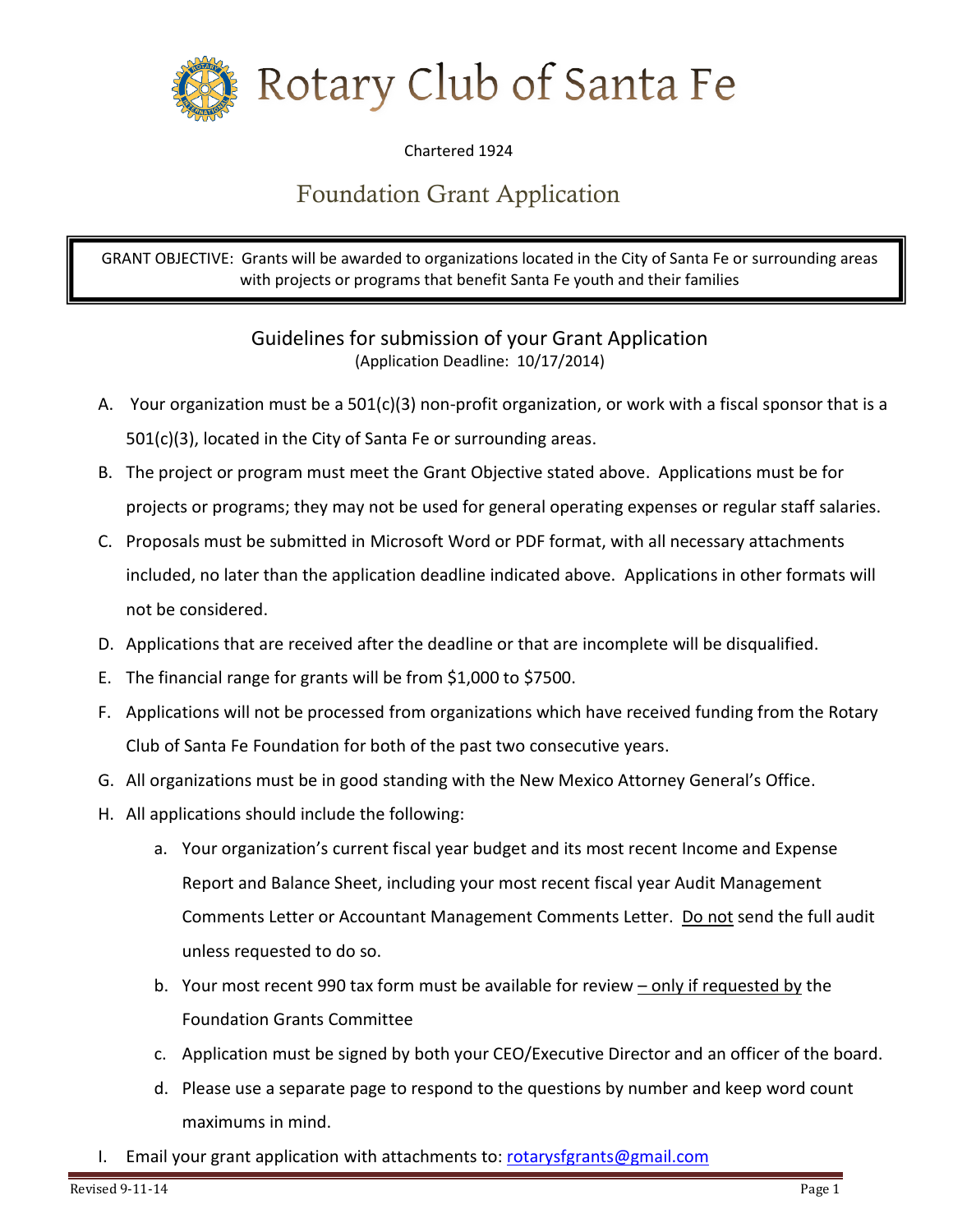# Rotary Club of Santa Fe

Chartered 1924

## Foundation Grant Application

GRANT OBJECTIVE: Grants will be awarded to organizations located in the City of Santa Fe or surrounding areas with projects or programs that benefit Santa Fe youth and their families

### Guidelines for submission of your Grant Application

(Application Deadline: 10/17/2014)

A. Your organization must be a 501(c)(3) non-profit organization, or work with a fiscal sponsor that is a 501(c)(3), located in the City of Santa Fe or surrounding areas.

B. The project or program must meet the Grant Objective stated above. Applications must be for projects or programs; they may not be used for general operating expenses or regular staff salaries.

C. Proposals must be submitted in Microsoft Word or PDF format, with all necessary attachments included, no later than the application deadline indicated above. Applications in other formats will not be considered.

D. Applications that are received after the deadline or that are incomplete will be disqualified.

E. The financial range for grants will be from $1,000 to $7500.

F. Applications will not be processed from organizations which have received funding from the Rotary Club of Santa Fe Foundation for both of the past two consecutive years.

G. All organizations must be in good standing with the New Mexico Attorney General's Office.

H. All applications should include the following:

   a. Your organization's current fiscal year budget and its most recent Income and Expense Report and Balance Sheet, including your most recent fiscal year Audit Management Comments Letter or Accountant Management Comments Letter. <u>Do not</u> send the full audit unless requested to do so.

   b. Your most recent 990 tax form must be available for review <u>– only if requested by</u> the Foundation Grants Committee

   c. Application must be signed by both your CEO/Executive Director and an officer of the board.

   d. Please use a separate page to respond to the questions by number and keep word count maximums in mind.

I. Email your grant application with attachments to: rotarysfgrants@gmail.com

Revised 9-11-14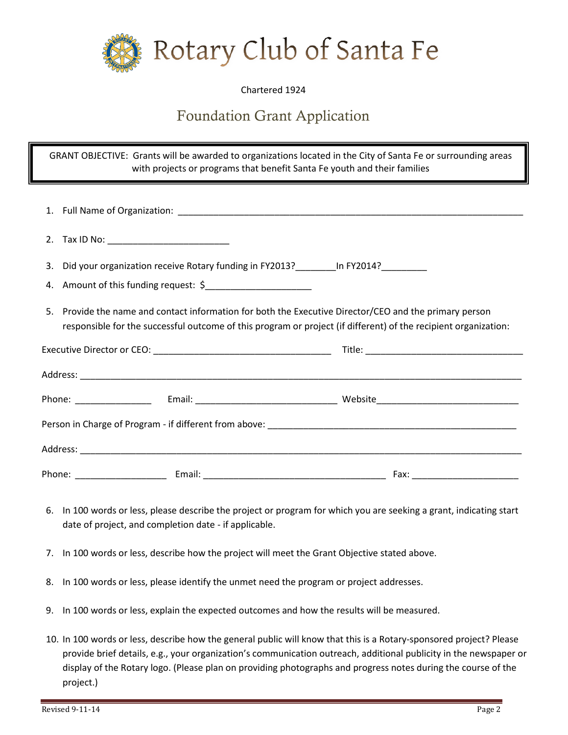# Rotary Club of Santa Fe

Chartered 1924

## Foundation Grant Application

GRANT OBJECTIVE: Grants will be awarded to organizations located in the City of Santa Fe or surrounding areas with projects or programs that benefit Santa Fe youth and their families

1. Full Name of Organization: ______________________________________________________________________

2. Tax ID No: ________________________

3. Did your organization receive Rotary funding in FY2013?________In FY2014?_________

4. Amount of this funding request: $_____________________

5. Provide the name and contact information for both the Executive Director/CEO and the primary person responsible for the successful outcome of this program or project (if different) of the recipient organization:

Executive Director or CEO: ___________________________________ Title: ______________________________

Address: ________________________________________________________________________________________

Phone: _______________ Email: ____________________________ Website____________________________

Person in Charge of Program - if different from above: __________________________________________________

Address: ________________________________________________________________________________________

Phone: __________________ Email: ____________________________________ Fax: _____________________

6. In 100 words or less, please describe the project or program for which you are seeking a grant, indicating start date of project, and completion date - if applicable.

7. In 100 words or less, describe how the project will meet the Grant Objective stated above.

8. In 100 words or less, please identify the unmet need the program or project addresses.

9. In 100 words or less, explain the expected outcomes and how the results will be measured.

10. In 100 words or less, describe how the general public will know that this is a Rotary-sponsored project? Please provide brief details, e.g., your organization's communication outreach, additional publicity in the newspaper or display of the Rotary logo. (Please plan on providing photographs and progress notes during the course of the project.)

Revised 9-11-14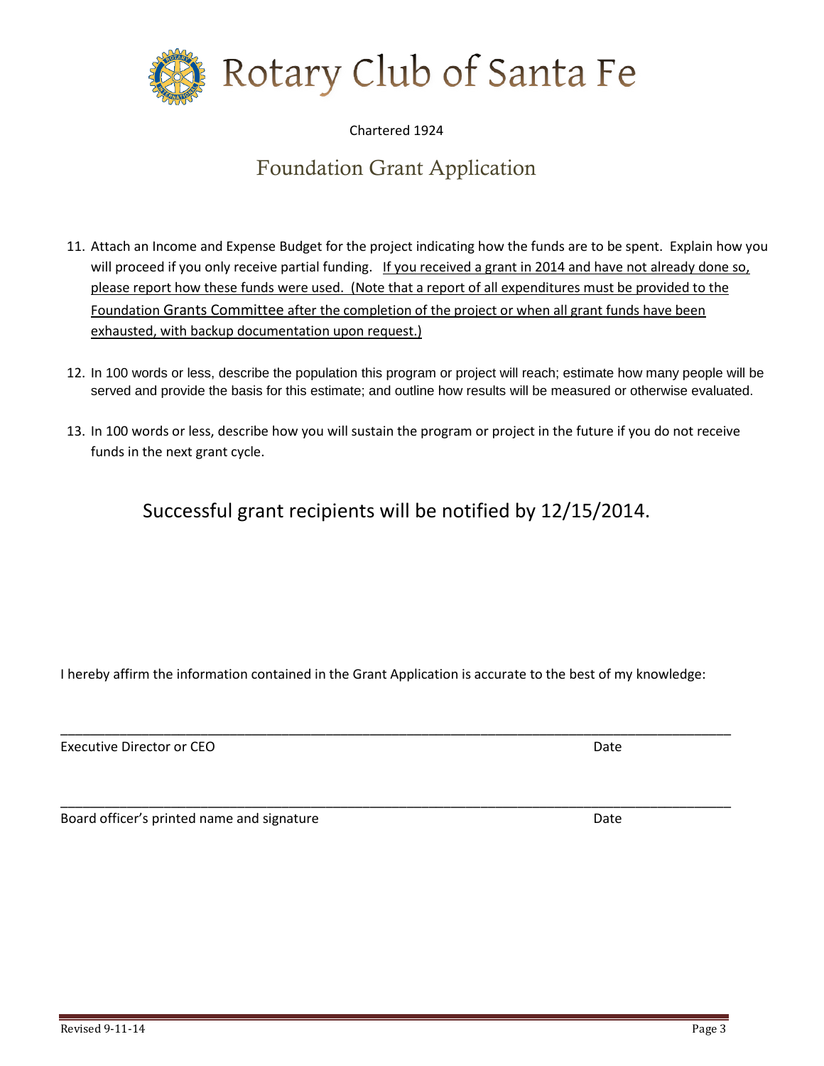# Rotary Club of Santa Fe

Chartered 1924

## Foundation Grant Application

11. Attach an Income and Expense Budget for the project indicating how the funds are to be spent. Explain how you will proceed if you only receive partial funding. <u>If you received a grant in 2014 and have not already done so, please report how these funds were used. (Note that a report of all expenditures must be provided to the Foundation Grants Committee after the completion of the project or when all grant funds have been exhausted, with backup documentation upon request.)</u>

12. In 100 words or less, describe the population this program or project will reach; estimate how many people will be served and provide the basis for this estimate; and outline how results will be measured or otherwise evaluated.

13. In 100 words or less, describe how you will sustain the program or project in the future if you do not receive funds in the next grant cycle.

### Successful grant recipients will be notified by 12/15/2014.

I hereby affirm the information contained in the Grant Application is accurate to the best of my knowledge:

\_\_\_\_\_\_\_\_\_\_\_\_\_\_\_\_\_\_\_\_\_\_\_\_\_\_\_\_\_\_\_\_\_\_\_\_\_\_\_\_\_\_\_\_\_\_\_\_\_\_\_\_\_\_\_\_\_\_\_\_\_\_\_\_\_\_\_\_\_\_\_\_\_\_\_\_\_\_

Executive Director or CEO                                                                                    Date

\_\_\_\_\_\_\_\_\_\_\_\_\_\_\_\_\_\_\_\_\_\_\_\_\_\_\_\_\_\_\_\_\_\_\_\_\_\_\_\_\_\_\_\_\_\_\_\_\_\_\_\_\_\_\_\_\_\_\_\_\_\_\_\_\_\_\_\_\_\_\_\_\_\_\_\_\_\_

Board officer's printed name and signature                                                          Date

Revised 9-11-14